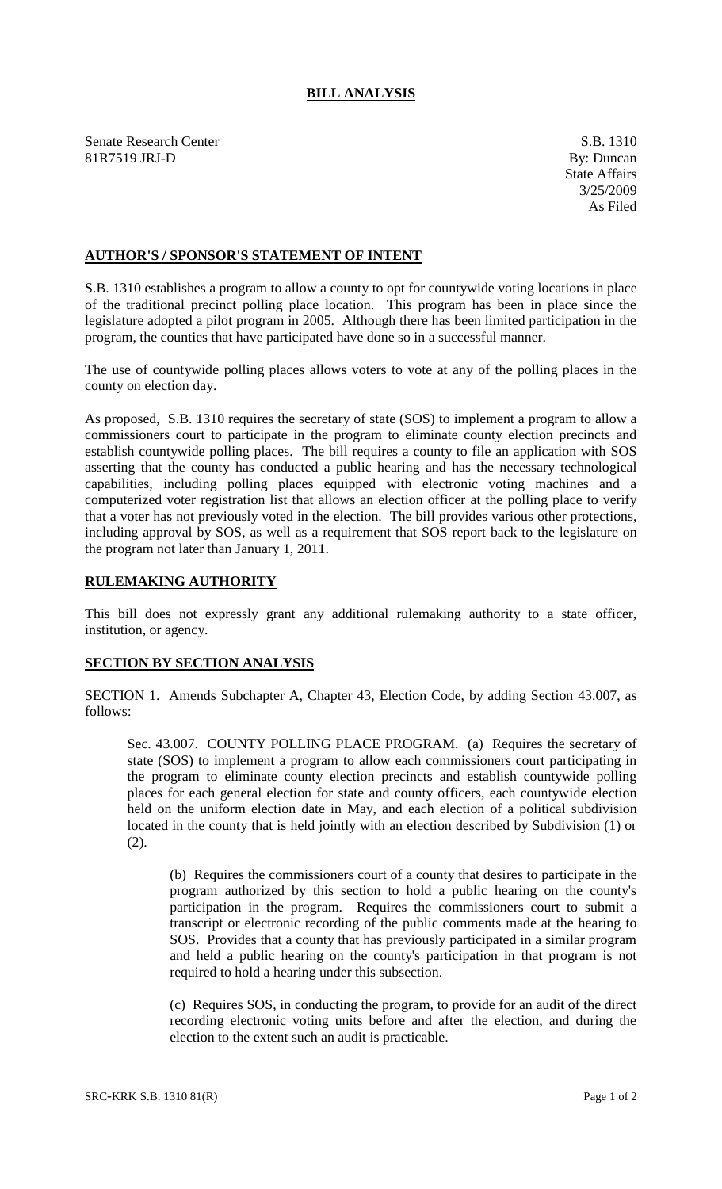# BILL ANALYSIS

Senate Research Center
81R7519 JRJ-D

S.B. 1310
By: Duncan
State Affairs
3/25/2009
As Filed

## AUTHOR'S / SPONSOR'S STATEMENT OF INTENT

S.B. 1310 establishes a program to allow a county to opt for countywide voting locations in place of the traditional precinct polling place location. This program has been in place since the legislature adopted a pilot program in 2005. Although there has been limited participation in the program, the counties that have participated have done so in a successful manner.

The use of countywide polling places allows voters to vote at any of the polling places in the county on election day.

As proposed, S.B. 1310 requires the secretary of state (SOS) to implement a program to allow a commissioners court to participate in the program to eliminate county election precincts and establish countywide polling places. The bill requires a county to file an application with SOS asserting that the county has conducted a public hearing and has the necessary technological capabilities, including polling places equipped with electronic voting machines and a computerized voter registration list that allows an election officer at the polling place to verify that a voter has not previously voted in the election. The bill provides various other protections, including approval by SOS, as well as a requirement that SOS report back to the legislature on the program not later than January 1, 2011.

## RULEMAKING AUTHORITY

This bill does not expressly grant any additional rulemaking authority to a state officer, institution, or agency.

## SECTION BY SECTION ANALYSIS

SECTION 1. Amends Subchapter A, Chapter 43, Election Code, by adding Section 43.007, as follows:

Sec. 43.007. COUNTY POLLING PLACE PROGRAM. (a) Requires the secretary of state (SOS) to implement a program to allow each commissioners court participating in the program to eliminate county election precincts and establish countywide polling places for each general election for state and county officers, each countywide election held on the uniform election date in May, and each election of a political subdivision located in the county that is held jointly with an election described by Subdivision (1) or (2).

(b) Requires the commissioners court of a county that desires to participate in the program authorized by this section to hold a public hearing on the county's participation in the program. Requires the commissioners court to submit a transcript or electronic recording of the public comments made at the hearing to SOS. Provides that a county that has previously participated in a similar program and held a public hearing on the county's participation in that program is not required to hold a hearing under this subsection.

(c) Requires SOS, in conducting the program, to provide for an audit of the direct recording electronic voting units before and after the election, and during the election to the extent such an audit is practicable.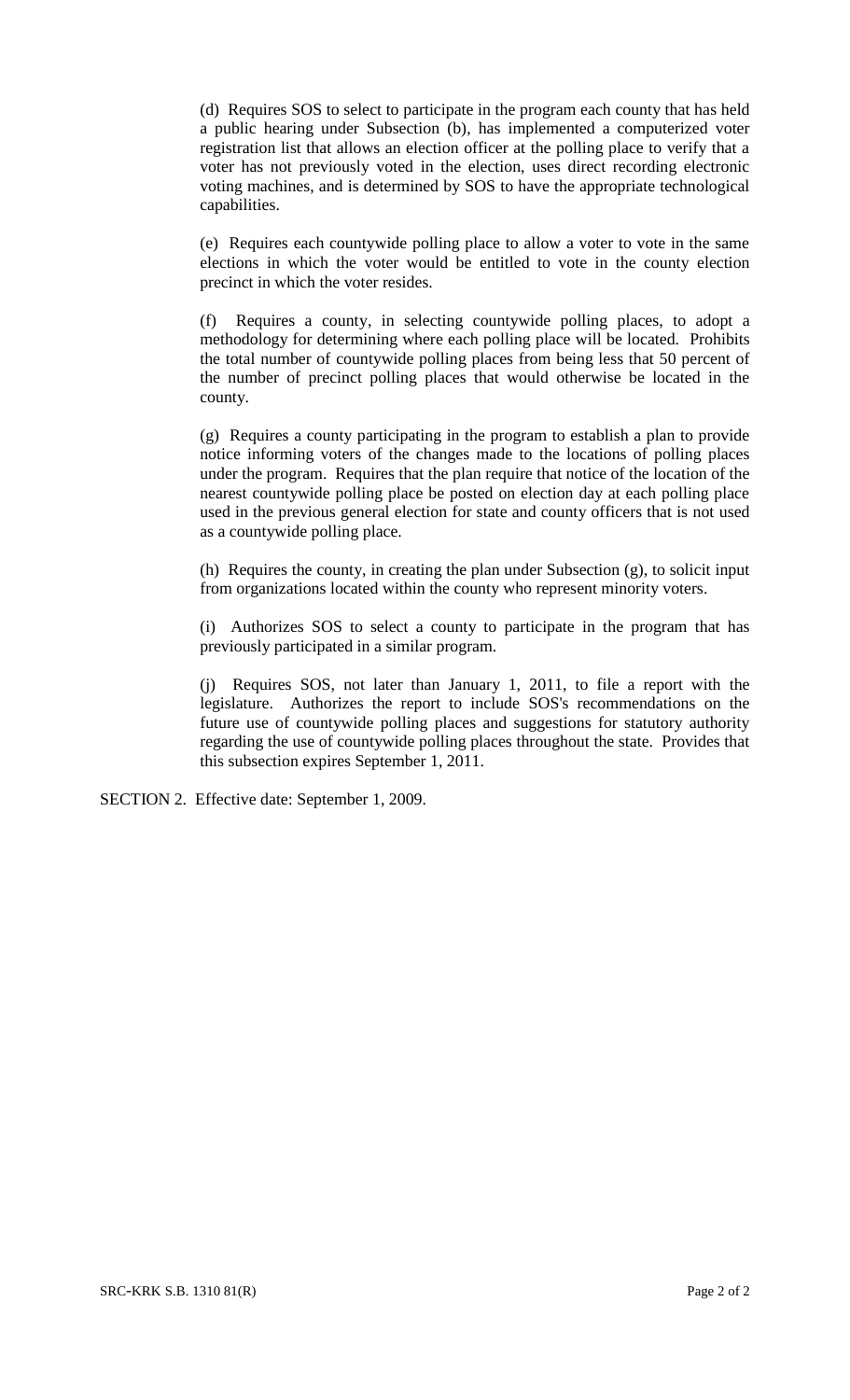(d) Requires SOS to select to participate in the program each county that has held a public hearing under Subsection (b), has implemented a computerized voter registration list that allows an election officer at the polling place to verify that a voter has not previously voted in the election, uses direct recording electronic voting machines, and is determined by SOS to have the appropriate technological capabilities.

(e) Requires each countywide polling place to allow a voter to vote in the same elections in which the voter would be entitled to vote in the county election precinct in which the voter resides.

(f) Requires a county, in selecting countywide polling places, to adopt a methodology for determining where each polling place will be located. Prohibits the total number of countywide polling places from being less that 50 percent of the number of precinct polling places that would otherwise be located in the county.

(g) Requires a county participating in the program to establish a plan to provide notice informing voters of the changes made to the locations of polling places under the program. Requires that the plan require that notice of the location of the nearest countywide polling place be posted on election day at each polling place used in the previous general election for state and county officers that is not used as a countywide polling place.

(h) Requires the county, in creating the plan under Subsection (g), to solicit input from organizations located within the county who represent minority voters.

(i) Authorizes SOS to select a county to participate in the program that has previously participated in a similar program.

(j) Requires SOS, not later than January 1, 2011, to file a report with the legislature. Authorizes the report to include SOS's recommendations on the future use of countywide polling places and suggestions for statutory authority regarding the use of countywide polling places throughout the state. Provides that this subsection expires September 1, 2011.

SECTION 2. Effective date: September 1, 2009.